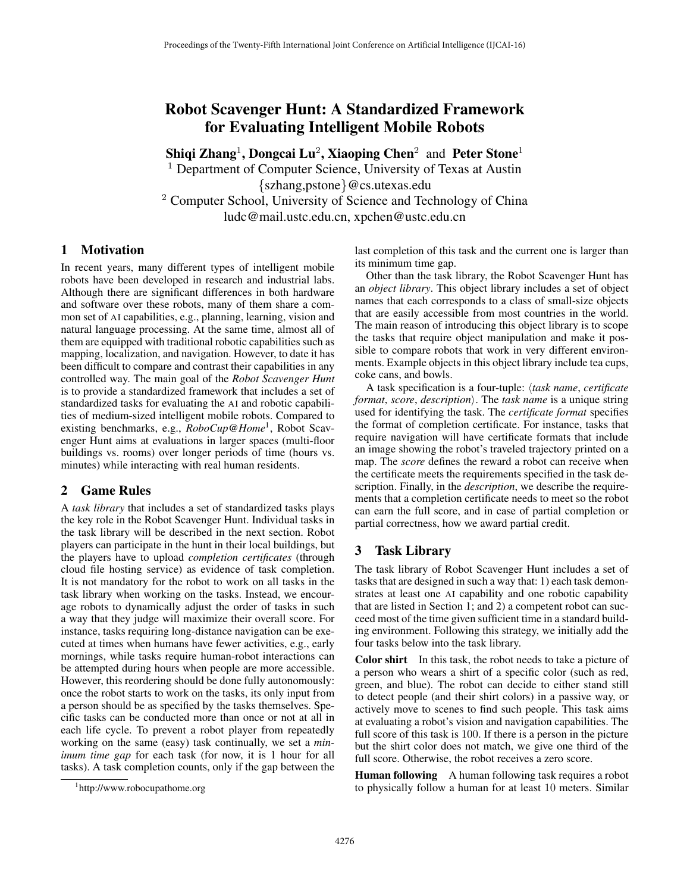# Robot Scavenger Hunt: A Standardized Framework for Evaluating Intelligent Mobile Robots

**Shiqi Zhang**[1], **Dongcai Lu**[2], **Xiaoping Chen**[2] and **Peter Stone**[1]

[1] Department of Computer Science, University of Texas at Austin
{szhang,pstone}@cs.utexas.edu

[2] Computer School, University of Science and Technology of China
ludc@mail.ustc.edu.cn, xpchen@ustc.edu.cn

## 1 Motivation

In recent years, many different types of intelligent mobile robots have been developed in research and industrial labs. Although there are significant differences in both hardware and software over these robots, many of them share a common set of AI capabilities, e.g., planning, learning, vision and natural language processing. At the same time, almost all of them are equipped with traditional robotic capabilities such as mapping, localization, and navigation. However, to date it has been difficult to compare and contrast their capabilities in any controlled way. The main goal of the *Robot Scavenger Hunt* is to provide a standardized framework that includes a set of standardized tasks for evaluating the AI and robotic capabilities of medium-sized intelligent mobile robots. Compared to existing benchmarks, e.g., *RoboCup@Home*[1], Robot Scavenger Hunt aims at evaluations in larger spaces (multi-floor buildings vs. rooms) over longer periods of time (hours vs. minutes) while interacting with real human residents.

## 2 Game Rules

A *task library* that includes a set of standardized tasks plays the key role in the Robot Scavenger Hunt. Individual tasks in the task library will be described in the next section. Robot players can participate in the hunt in their local buildings, but the players have to upload *completion certificates* (through cloud file hosting service) as evidence of task completion. It is not mandatory for the robot to work on all tasks in the task library when working on the tasks. Instead, we encourage robots to dynamically adjust the order of tasks in such a way that they judge will maximize their overall score. For instance, tasks requiring long-distance navigation can be executed at times when humans have fewer activities, e.g., early mornings, while tasks require human-robot interactions can be attempted during hours when people are more accessible. However, this reordering should be done fully autonomously: once the robot starts to work on the tasks, its only input from a person should be as specified by the tasks themselves. Specific tasks can be conducted more than once or not at all in each life cycle. To prevent a robot player from repeatedly working on the same (easy) task continually, we set a *minimum time gap* for each task (for now, it is 1 hour for all tasks). A task completion counts, only if the gap between the last completion of this task and the current one is larger than its minimum time gap.

Other than the task library, the Robot Scavenger Hunt has an *object library*. This object library includes a set of object names that each corresponds to a class of small-size objects that are easily accessible from most countries in the world. The main reason of introducing this object library is to scope the tasks that require object manipulation and make it possible to compare robots that work in very different environments. Example objects in this object library include tea cups, coke cans, and bowls.

A task specification is a four-tuple: ⟨*task name*, *certificate format*, *score*, *description*⟩. The *task name* is a unique string used for identifying the task. The *certificate format* specifies the format of completion certificate. For instance, tasks that require navigation will have certificate formats that include an image showing the robot's traveled trajectory printed on a map. The *score* defines the reward a robot can receive when the certificate meets the requirements specified in the task description. Finally, in the *description*, we describe the requirements that a completion certificate needs to meet so the robot can earn the full score, and in case of partial completion or partial correctness, how we award partial credit.

## 3 Task Library

The task library of Robot Scavenger Hunt includes a set of tasks that are designed in such a way that: 1) each task demonstrates at least one AI capability and one robotic capability that are listed in Section 1; and 2) a competent robot can succeed most of the time given sufficient time in a standard building environment. Following this strategy, we initially add the four tasks below into the task library.

**Color shirt** In this task, the robot needs to take a picture of a person who wears a shirt of a specific color (such as red, green, and blue). The robot can decide to either stand still to detect people (and their shirt colors) in a passive way, or actively move to scenes to find such people. This task aims at evaluating a robot's vision and navigation capabilities. The full score of this task is 100. If there is a person in the picture but the shirt color does not match, we give one third of the full score. Otherwise, the robot receives a zero score.

**Human following** A human following task requires a robot to physically follow a human for at least 10 meters. Similar

[1] http://www.robocupathome.org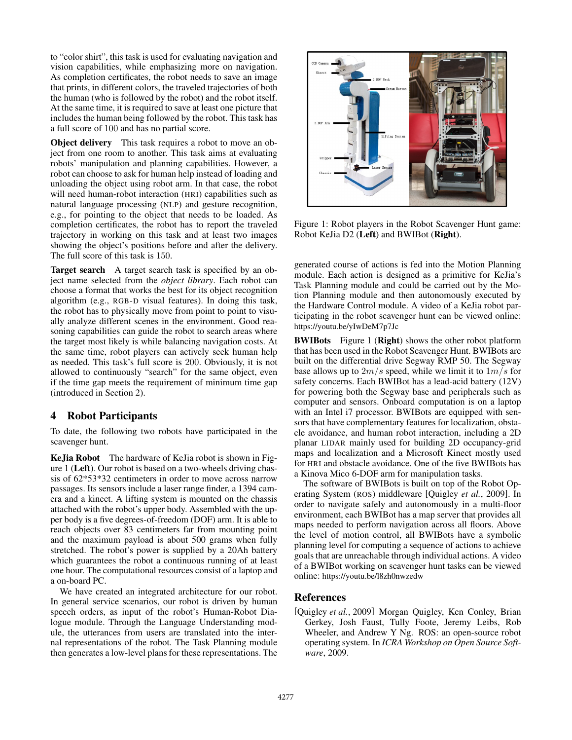to "color shirt", this task is used for evaluating navigation and vision capabilities, while emphasizing more on navigation. As completion certificates, the robot needs to save an image that prints, in different colors, the traveled trajectories of both the human (who is followed by the robot) and the robot itself. At the same time, it is required to save at least one picture that includes the human being followed by the robot. This task has a full score of 100 and has no partial score.

**Object delivery** This task requires a robot to move an object from one room to another. This task aims at evaluating robots' manipulation and planning capabilities. However, a robot can choose to ask for human help instead of loading and unloading the object using robot arm. In that case, the robot will need human-robot interaction (HRI) capabilities such as natural language processing (NLP) and gesture recognition, e.g., for pointing to the object that needs to be loaded. As completion certificates, the robot has to report the traveled trajectory in working on this task and at least two images showing the object's positions before and after the delivery. The full score of this task is 150.

**Target search** A target search task is specified by an object name selected from the *object library*. Each robot can choose a format that works the best for its object recognition algorithm (e.g., RGB-D visual features). In doing this task, the robot has to physically move from point to point to visually analyze different scenes in the environment. Good reasoning capabilities can guide the robot to search areas where the target most likely is while balancing navigation costs. At the same time, robot players can actively seek human help as needed. This task's full score is 200. Obviously, it is not allowed to continuously "search" for the same object, even if the time gap meets the requirement of minimum time gap (introduced in Section 2).

## 4 Robot Participants

To date, the following two robots have participated in the scavenger hunt.

**KeJia Robot** The hardware of KeJia robot is shown in Figure 1 (**Left**). Our robot is based on a two-wheels driving chassis of 62\*53\*32 centimeters in order to move across narrow passages. Its sensors include a laser range finder, a 1394 camera and a kinect. A lifting system is mounted on the chassis attached with the robot's upper body. Assembled with the upper body is a five degrees-of-freedom (DOF) arm. It is able to reach objects over 83 centimeters far from mounting point and the maximum payload is about 500 grams when fully stretched. The robot's power is supplied by a 20Ah battery which guarantees the robot a continuous running of at least one hour. The computational resources consist of a laptop and a on-board PC.

We have created an integrated architecture for our robot. In general service scenarios, our robot is driven by human speech orders, as input of the robot's Human-Robot Dialogue module. Through the Language Understanding module, the utterances from users are translated into the internal representations of the robot. The Task Planning module then generates a low-level plans for these representations. The generated course of actions is fed into the Motion Planning module. Each action is designed as a primitive for KeJia's Task Planning module and could be carried out by the Motion Planning module and then autonomously executed by the Hardware Control module. A video of a KeJia robot participating in the robot scavenger hunt can be viewed online: https://youtu.be/yIwDeM7p7Jc

CCD Camera
Kinect
2 DOF Neck
Scram Button
5 DOF Arm
Lifting System
Gripper
Laser Sensor
Chassis

Figure 1: Robot players in the Robot Scavenger Hunt game: Robot KeJia D2 (**Left**) and BWIBot (**Right**).

**BWIBots** Figure 1 (**Right**) shows the other robot platform that has been used in the Robot Scavenger Hunt. BWIBots are built on the differential drive Segway RMP 50. The Segway base allows up to $2m/s$ speed, while we limit it to $1m/s$ for safety concerns. Each BWIBot has a lead-acid battery (12V) for powering both the Segway base and peripherals such as computer and sensors. Onboard computation is on a laptop with an Intel i7 processor. BWIBots are equipped with sensors that have complementary features for localization, obstacle avoidance, and human robot interaction, including a 2D planar LIDAR mainly used for building 2D occupancy-grid maps and localization and a Microsoft Kinect mostly used for HRI and obstacle avoidance. One of the five BWIBots has a Kinova Mico 6-DOF arm for manipulation tasks.

The software of BWIBots is built on top of the Robot Operating System (ROS) middleware [Quigley *et al.*, 2009]. In order to navigate safely and autonomously in a multi-floor environment, each BWIBot has a map server that provides all maps needed to perform navigation across all floors. Above the level of motion control, all BWIBots have a symbolic planning level for computing a sequence of actions to achieve goals that are unreachable through individual actions. A video of a BWIBot working on scavenger hunt tasks can be viewed online: https://youtu.be/l8zh0nwzedw

## References

[Quigley *et al.*, 2009] Morgan Quigley, Ken Conley, Brian Gerkey, Josh Faust, Tully Foote, Jeremy Leibs, Rob Wheeler, and Andrew Y Ng. ROS: an open-source robot operating system. In *ICRA Workshop on Open Source Software*, 2009.